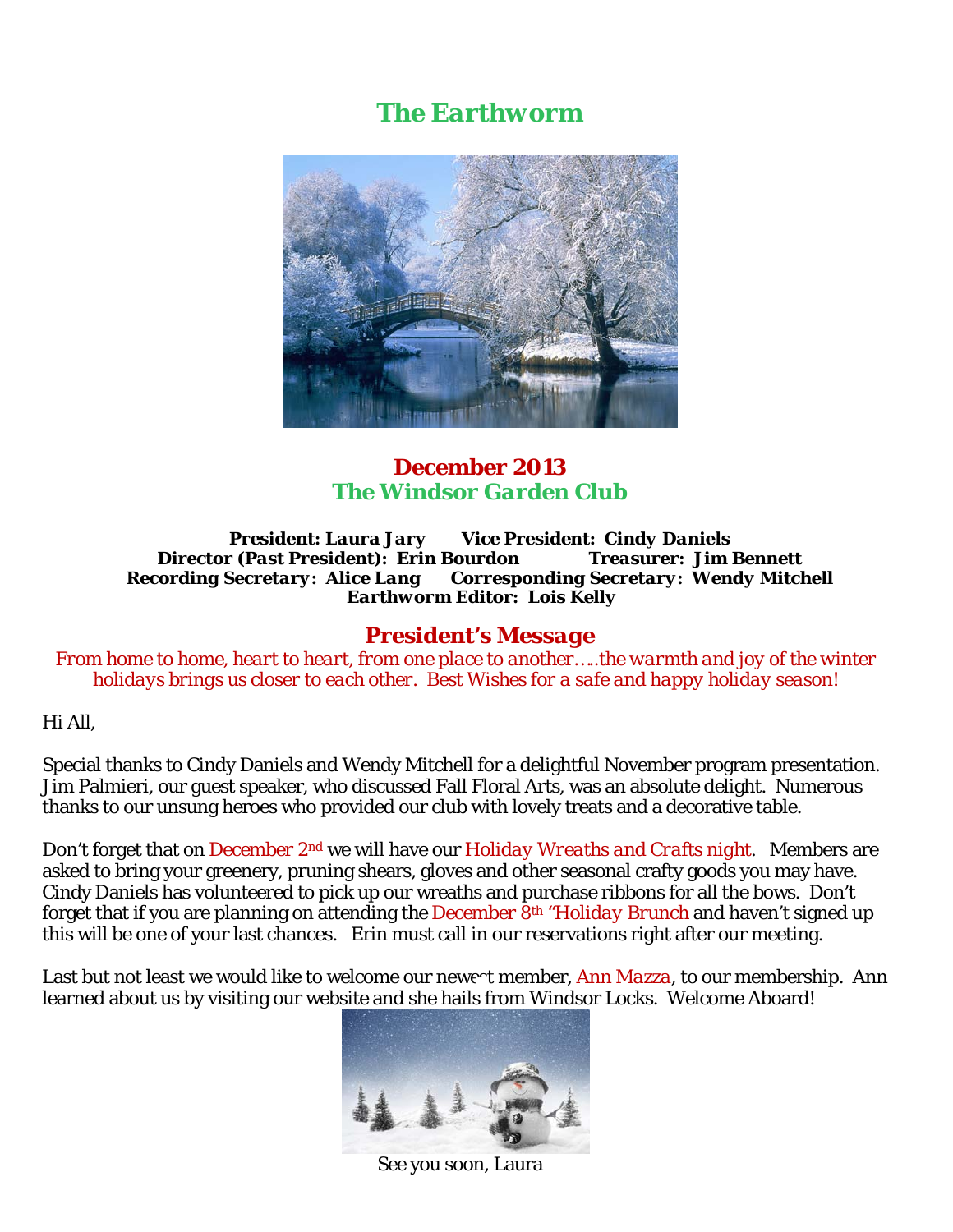# The Earthworm

## December 2013
## The Windsor Garden Club

**President: Laura Jary** **Vice President: Cindy Daniels**
**Director (Past President): Erin Bourdon** **Treasurer: Jim Bennett**
**Recording Secretary: Alice Lang** **Corresponding Secretary: Wendy Mitchell**
**Earthworm Editor: Lois Kelly**

## President's Message

*From home to home, heart to heart, from one place to another…..the warmth and joy of the winter holidays brings us closer to each other. Best Wishes for a safe and happy holiday season!*

Hi All,

Special thanks to Cindy Daniels and Wendy Mitchell for a delightful November program presentation. Jim Palmieri, our guest speaker, who discussed Fall Floral Arts, was an absolute delight. Numerous thanks to our unsung heroes who provided our club with lovely treats and a decorative table.

Don't forget that on December 2nd we will have our *Holiday Wreaths and Crafts night*. Members are asked to bring your greenery, pruning shears, gloves and other seasonal crafty goods you may have. Cindy Daniels has volunteered to pick up our wreaths and purchase ribbons for all the bows. Don't forget that if you are planning on attending the December 8th "Holiday Brunch and haven't signed up this will be one of your last chances. Erin must call in our reservations right after our meeting.

Last but not least we would like to welcome our newest member, Ann Mazza, to our membership. Ann learned about us by visiting our website and she hails from Windsor Locks. Welcome Aboard!

See you soon, Laura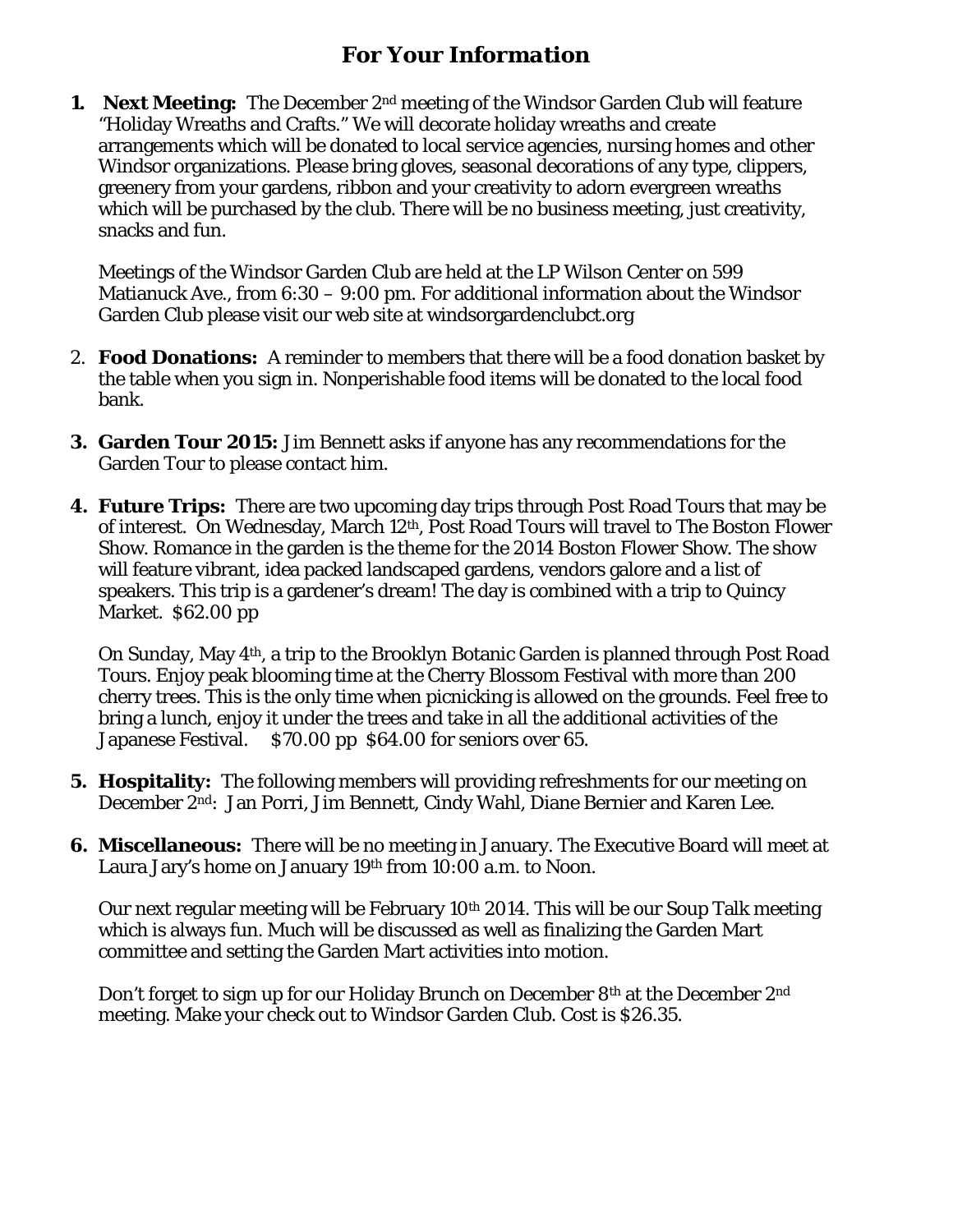# *For Your Information*

1. **Next Meeting:** The December 2nd meeting of the Windsor Garden Club will feature "Holiday Wreaths and Crafts." We will decorate holiday wreaths and create arrangements which will be donated to local service agencies, nursing homes and other Windsor organizations. Please bring gloves, seasonal decorations of any type, clippers, greenery from your gardens, ribbon and your creativity to adorn evergreen wreaths which will be purchased by the club. There will be no business meeting, just creativity, snacks and fun.

   Meetings of the Windsor Garden Club are held at the LP Wilson Center on 599 Matianuck Ave., from 6:30 – 9:00 pm. For additional information about the Windsor Garden Club please visit our web site at windsorgardenclubct.org

2. **Food Donations:** A reminder to members that there will be a food donation basket by the table when you sign in. Nonperishable food items will be donated to the local food bank.

3. **Garden Tour 2015:** Jim Bennett asks if anyone has any recommendations for the Garden Tour to please contact him.

4. **Future Trips:** There are two upcoming day trips through Post Road Tours that may be of interest. On Wednesday, March 12th, Post Road Tours will travel to The Boston Flower Show. Romance in the garden is the theme for the 2014 Boston Flower Show. The show will feature vibrant, idea packed landscaped gardens, vendors galore and a list of speakers. This trip is a gardener's dream! The day is combined with a trip to Quincy Market. $62.00 pp

   On Sunday, May 4th, a trip to the Brooklyn Botanic Garden is planned through Post Road Tours. Enjoy peak blooming time at the Cherry Blossom Festival with more than 200 cherry trees. This is the only time when picnicking is allowed on the grounds. Feel free to bring a lunch, enjoy it under the trees and take in all the additional activities of the Japanese Festival. $70.00 pp $64.00 for seniors over 65.

5. **Hospitality:** The following members will providing refreshments for our meeting on December 2nd: Jan Porri, Jim Bennett, Cindy Wahl, Diane Bernier and Karen Lee.

6. **Miscellaneous:** There will be no meeting in January. The Executive Board will meet at Laura Jary's home on January 19th from 10:00 a.m. to Noon.

   Our next regular meeting will be February 10th 2014. This will be our Soup Talk meeting which is always fun. Much will be discussed as well as finalizing the Garden Mart committee and setting the Garden Mart activities into motion.

   Don't forget to sign up for our Holiday Brunch on December 8th at the December 2nd meeting. Make your check out to Windsor Garden Club. Cost is $26.35.